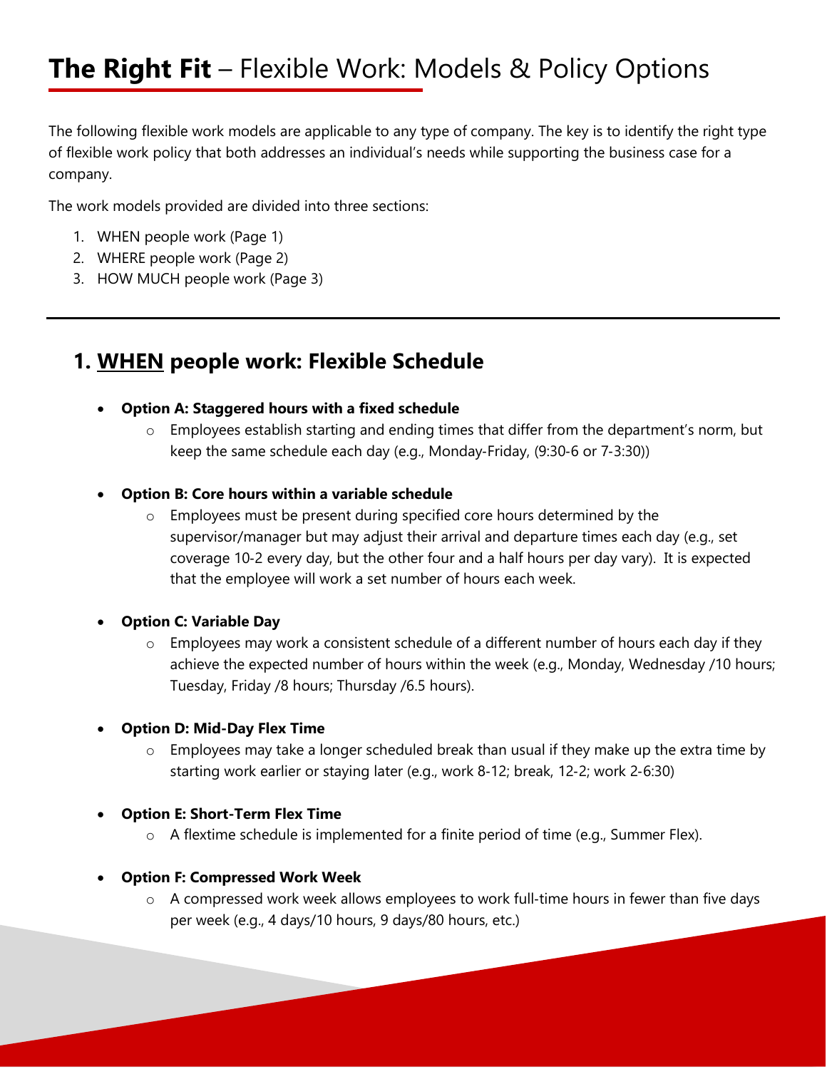# **The Right Fit** – Flexible Work: Models & Policy Options

The following flexible work models are applicable to any type of company. The key is to identify the right type of flexible work policy that both addresses an individual's needs while supporting the business case for a company.

The work models provided are divided into three sections:

1. WHEN people work (Page 1)
2. WHERE people work (Page 2)
3. HOW MUCH people work (Page 3)

---

## 1. WHEN people work: Flexible Schedule

- **Option A: Staggered hours with a fixed schedule**
  - Employees establish starting and ending times that differ from the department's norm, but keep the same schedule each day (e.g., Monday-Friday, (9:30-6 or 7-3:30))

- **Option B: Core hours within a variable schedule**
  - Employees must be present during specified core hours determined by the supervisor/manager but may adjust their arrival and departure times each day (e.g., set coverage 10-2 every day, but the other four and a half hours per day vary). It is expected that the employee will work a set number of hours each week.

- **Option C: Variable Day**
  - Employees may work a consistent schedule of a different number of hours each day if they achieve the expected number of hours within the week (e.g., Monday, Wednesday /10 hours; Tuesday, Friday /8 hours; Thursday /6.5 hours).

- **Option D: Mid-Day Flex Time**
  - Employees may take a longer scheduled break than usual if they make up the extra time by starting work earlier or staying later (e.g., work 8-12; break, 12-2; work 2-6:30)

- **Option E: Short-Term Flex Time**
  - A flextime schedule is implemented for a finite period of time (e.g., Summer Flex).

- **Option F: Compressed Work Week**
  - A compressed work week allows employees to work full-time hours in fewer than five days per week (e.g., 4 days/10 hours, 9 days/80 hours, etc.)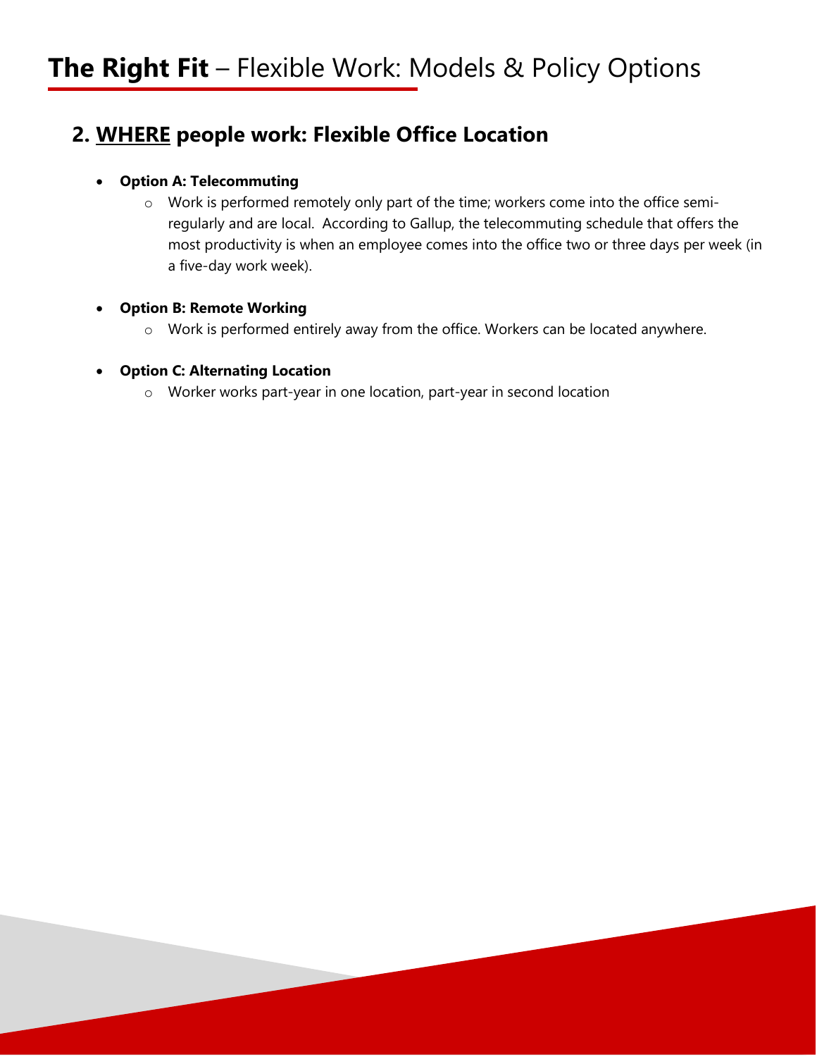# **The Right Fit** – Flexible Work: Models & Policy Options

## 2. <u>WHERE</u> people work: Flexible Office Location

- **Option A: Telecommuting**
  - Work is performed remotely only part of the time; workers come into the office semi-regularly and are local. According to Gallup, the telecommuting schedule that offers the most productivity is when an employee comes into the office two or three days per week (in a five-day work week).

- **Option B: Remote Working**
  - Work is performed entirely away from the office. Workers can be located anywhere.

- **Option C: Alternating Location**
  - Worker works part-year in one location, part-year in second location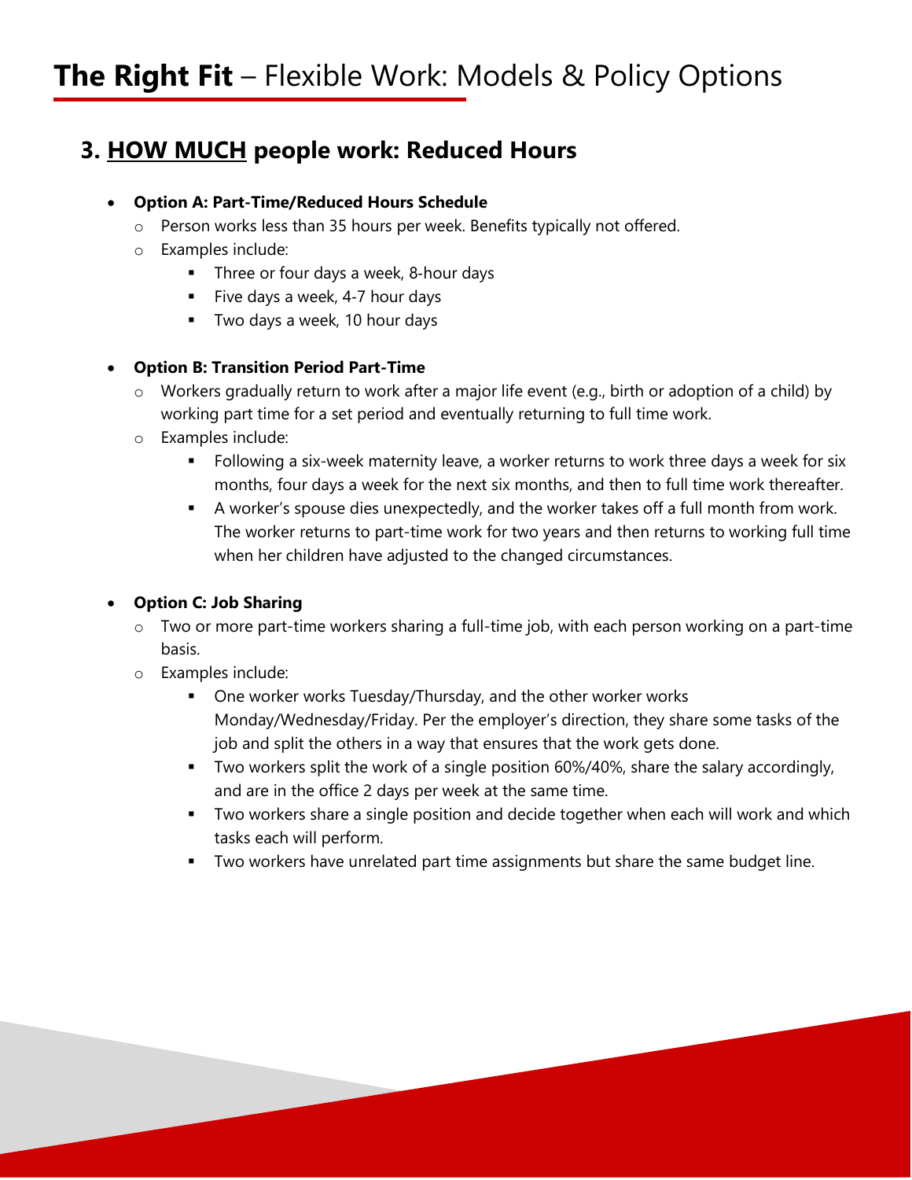# **The Right Fit** – Flexible Work: Models & Policy Options

## 3. HOW MUCH people work: Reduced Hours

- **Option A: Part-Time/Reduced Hours Schedule**
  - Person works less than 35 hours per week. Benefits typically not offered.
  - Examples include:
    - Three or four days a week, 8-hour days
    - Five days a week, 4-7 hour days
    - Two days a week, 10 hour days

- **Option B: Transition Period Part-Time**
  - Workers gradually return to work after a major life event (e.g., birth or adoption of a child) by working part time for a set period and eventually returning to full time work.
  - Examples include:
    - Following a six-week maternity leave, a worker returns to work three days a week for six months, four days a week for the next six months, and then to full time work thereafter.
    - A worker's spouse dies unexpectedly, and the worker takes off a full month from work. The worker returns to part-time work for two years and then returns to working full time when her children have adjusted to the changed circumstances.

- **Option C: Job Sharing**
  - Two or more part-time workers sharing a full-time job, with each person working on a part-time basis.
  - Examples include:
    - One worker works Tuesday/Thursday, and the other worker works Monday/Wednesday/Friday. Per the employer's direction, they share some tasks of the job and split the others in a way that ensures that the work gets done.
    - Two workers split the work of a single position 60%/40%, share the salary accordingly, and are in the office 2 days per week at the same time.
    - Two workers share a single position and decide together when each will work and which tasks each will perform.
    - Two workers have unrelated part time assignments but share the same budget line.